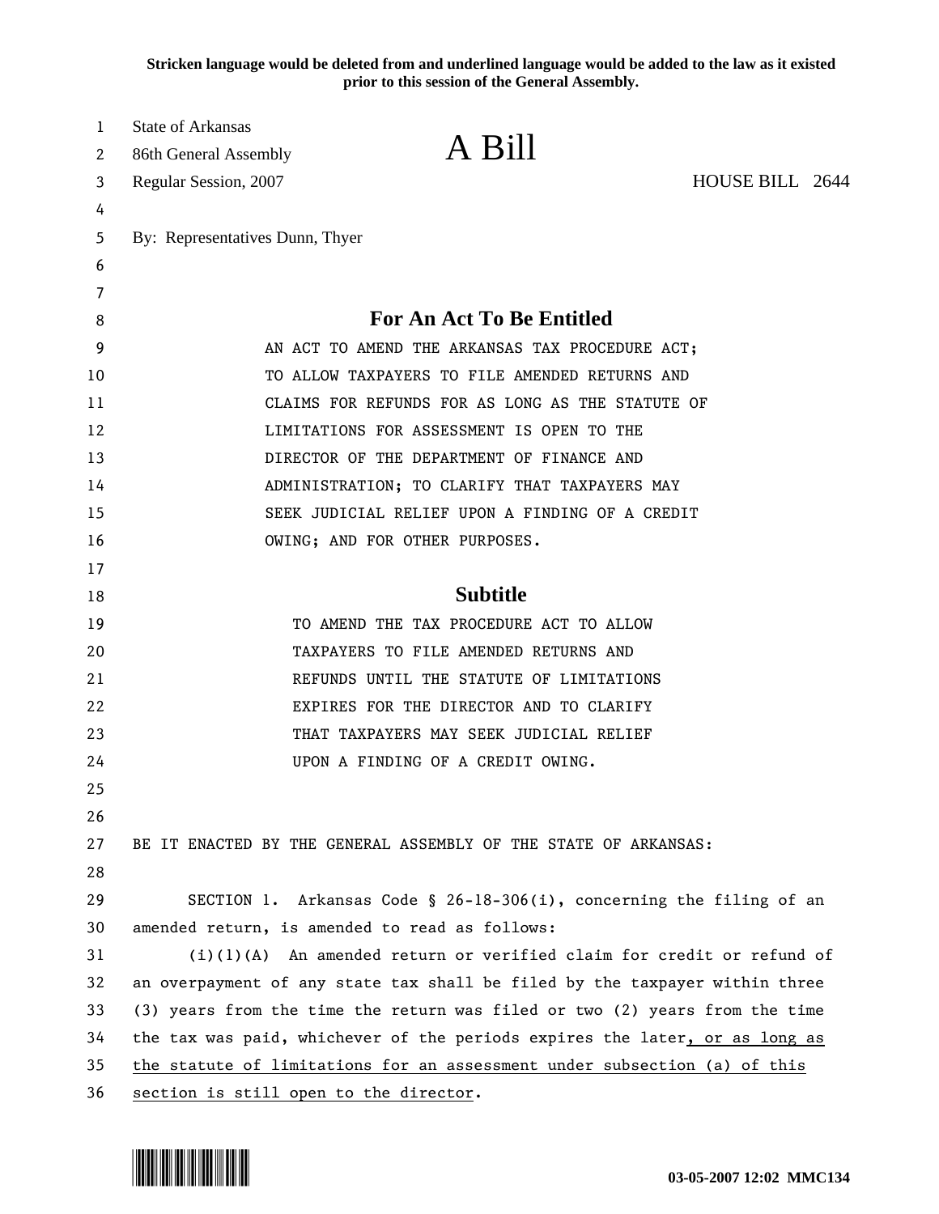**Stricken language would be deleted from and underlined language would be added to the law as it existed prior to this session of the General Assembly.**

State of Arkansas
86th General Assembly
Regular Session, 2007

# A Bill

HOUSE BILL 2644

By: Representatives Dunn, Thyer

## For An Act To Be Entitled

AN ACT TO AMEND THE ARKANSAS TAX PROCEDURE ACT; TO ALLOW TAXPAYERS TO FILE AMENDED RETURNS AND CLAIMS FOR REFUNDS FOR AS LONG AS THE STATUTE OF LIMITATIONS FOR ASSESSMENT IS OPEN TO THE DIRECTOR OF THE DEPARTMENT OF FINANCE AND ADMINISTRATION; TO CLARIFY THAT TAXPAYERS MAY SEEK JUDICIAL RELIEF UPON A FINDING OF A CREDIT OWING; AND FOR OTHER PURPOSES.

## Subtitle

TO AMEND THE TAX PROCEDURE ACT TO ALLOW TAXPAYERS TO FILE AMENDED RETURNS AND REFUNDS UNTIL THE STATUTE OF LIMITATIONS EXPIRES FOR THE DIRECTOR AND TO CLARIFY THAT TAXPAYERS MAY SEEK JUDICIAL RELIEF UPON A FINDING OF A CREDIT OWING.

BE IT ENACTED BY THE GENERAL ASSEMBLY OF THE STATE OF ARKANSAS:

SECTION 1. Arkansas Code § 26-18-306(i), concerning the filing of an amended return, is amended to read as follows:

(i)(1)(A) An amended return or verified claim for credit or refund of an overpayment of any state tax shall be filed by the taxpayer within three (3) years from the time the return was filed or two (2) years from the time the tax was paid, whichever of the periods expires the later<u>, or as long as the statute of limitations for an assessment under subsection (a) of this section is still open to the director</u>.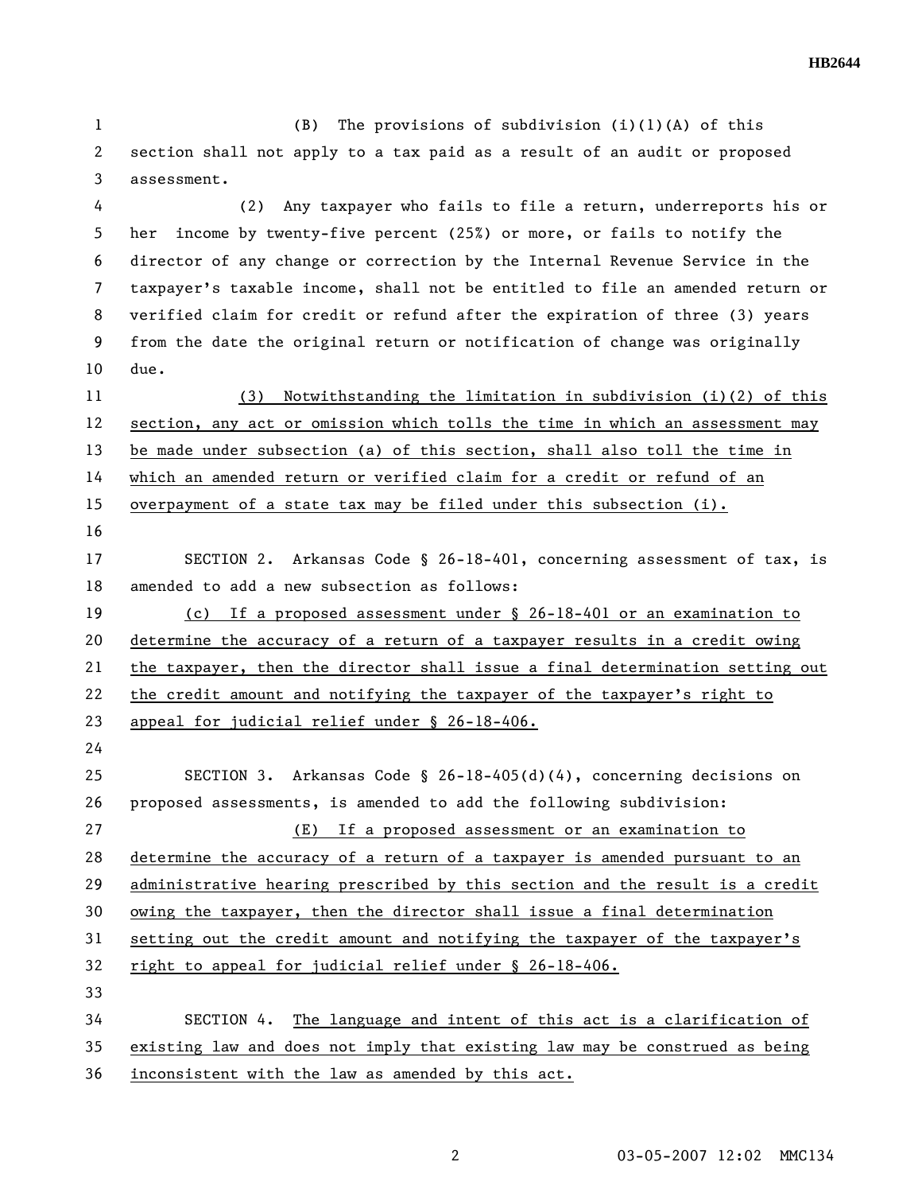(B) The provisions of subdivision (i)(1)(A) of this section shall not apply to a tax paid as a result of an audit or proposed assessment.

(2) Any taxpayer who fails to file a return, underreports his or her income by twenty-five percent (25%) or more, or fails to notify the director of any change or correction by the Internal Revenue Service in the taxpayer's taxable income, shall not be entitled to file an amended return or verified claim for credit or refund after the expiration of three (3) years from the date the original return or notification of change was originally due.

(3) Notwithstanding the limitation in subdivision (i)(2) of this section, any act or omission which tolls the time in which an assessment may be made under subsection (a) of this section, shall also toll the time in which an amended return or verified claim for a credit or refund of an overpayment of a state tax may be filed under this subsection (i).

SECTION 2. Arkansas Code § 26-18-401, concerning assessment of tax, is amended to add a new subsection as follows:

(c) If a proposed assessment under § 26-18-401 or an examination to determine the accuracy of a return of a taxpayer results in a credit owing the taxpayer, then the director shall issue a final determination setting out the credit amount and notifying the taxpayer of the taxpayer's right to appeal for judicial relief under § 26-18-406.

SECTION 3. Arkansas Code § 26-18-405(d)(4), concerning decisions on proposed assessments, is amended to add the following subdivision:

(E) If a proposed assessment or an examination to determine the accuracy of a return of a taxpayer is amended pursuant to an administrative hearing prescribed by this section and the result is a credit owing the taxpayer, then the director shall issue a final determination setting out the credit amount and notifying the taxpayer of the taxpayer's right to appeal for judicial relief under § 26-18-406.

SECTION 4. The language and intent of this act is a clarification of existing law and does not imply that existing law may be construed as being inconsistent with the law as amended by this act.